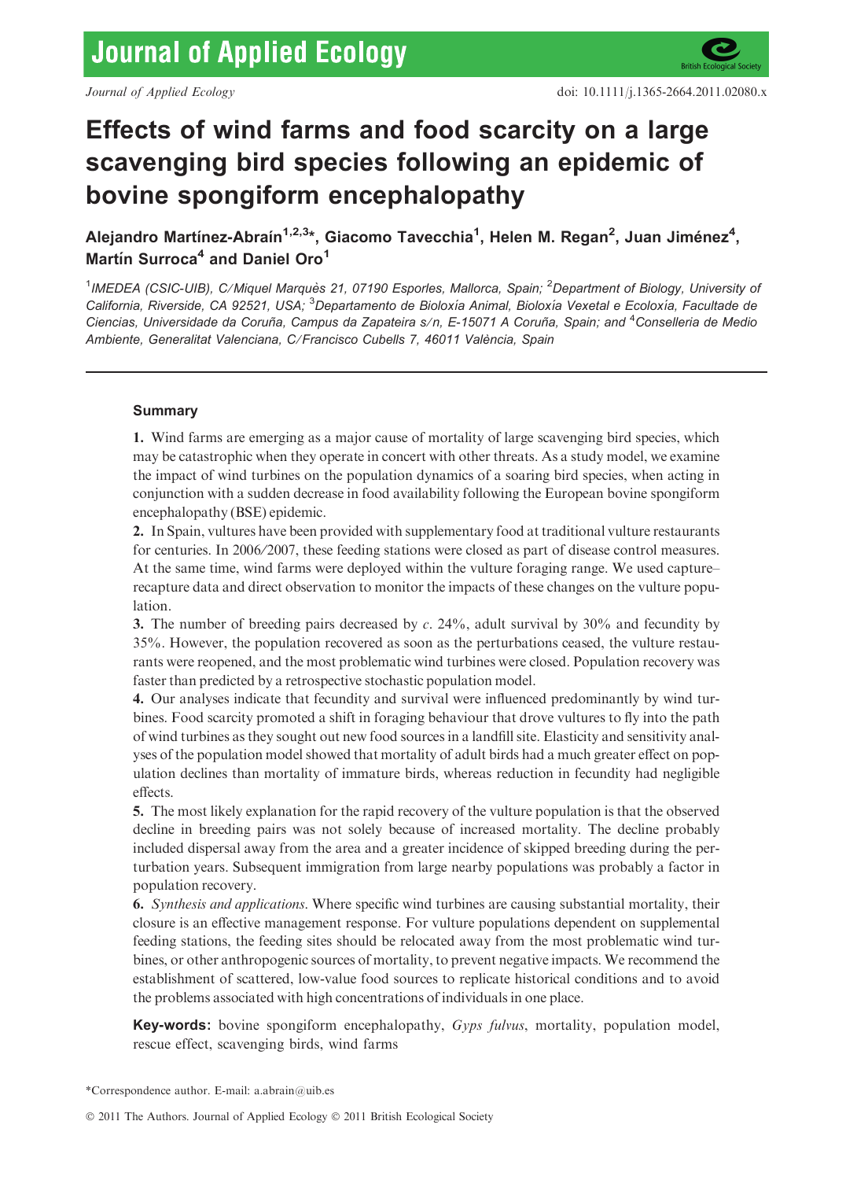# Effects of wind farms and food scarcity on a large scavenging bird species following an epidemic of bovine spongiform encephalopathy

**Alejandro Martínez-Abraín[1,2,3]*, Giacomo Tavecchia[1], Helen M. Regan[2], Juan Jiménez[4], Martín Surroca[4] and Daniel Oro[1]**

[1]*IMEDEA (CSIC-UIB), C/Miquel Marquès 21, 07190 Esporles, Mallorca, Spain;* [2]*Department of Biology, University of California, Riverside, CA 92521, USA;* [3]*Departamento de Bioloxía Animal, Bioloxía Vexetal e Ecoloxía, Facultade de Ciencias, Universidade da Coruña, Campus da Zapateira s/n, E-15071 A Coruña, Spain; and* [4]*Conselleria de Medio Ambiente, Generalitat Valenciana, C/Francisco Cubells 7, 46011 València, Spain*

## Summary

**1.** Wind farms are emerging as a major cause of mortality of large scavenging bird species, which may be catastrophic when they operate in concert with other threats. As a study model, we examine the impact of wind turbines on the population dynamics of a soaring bird species, when acting in conjunction with a sudden decrease in food availability following the European bovine spongiform encephalopathy (BSE) epidemic.

**2.** In Spain, vultures have been provided with supplementary food at traditional vulture restaurants for centuries. In 2006/2007, these feeding stations were closed as part of disease control measures. At the same time, wind farms were deployed within the vulture foraging range. We used capture–recapture data and direct observation to monitor the impacts of these changes on the vulture population.

**3.** The number of breeding pairs decreased by *c*. 24%, adult survival by 30% and fecundity by 35%. However, the population recovered as soon as the perturbations ceased, the vulture restaurants were reopened, and the most problematic wind turbines were closed. Population recovery was faster than predicted by a retrospective stochastic population model.

**4.** Our analyses indicate that fecundity and survival were influenced predominantly by wind turbines. Food scarcity promoted a shift in foraging behaviour that drove vultures to fly into the path of wind turbines as they sought out new food sources in a landfill site. Elasticity and sensitivity analyses of the population model showed that mortality of adult birds had a much greater effect on population declines than mortality of immature birds, whereas reduction in fecundity had negligible effects.

**5.** The most likely explanation for the rapid recovery of the vulture population is that the observed decline in breeding pairs was not solely because of increased mortality. The decline probably included dispersal away from the area and a greater incidence of skipped breeding during the perturbation years. Subsequent immigration from large nearby populations was probably a factor in population recovery.

**6.** *Synthesis and applications*. Where specific wind turbines are causing substantial mortality, their closure is an effective management response. For vulture populations dependent on supplemental feeding stations, the feeding sites should be relocated away from the most problematic wind turbines, or other anthropogenic sources of mortality, to prevent negative impacts. We recommend the establishment of scattered, low-value food sources to replicate historical conditions and to avoid the problems associated with high concentrations of individuals in one place.

**Key-words:** bovine spongiform encephalopathy, *Gyps fulvus*, mortality, population model, rescue effect, scavenging birds, wind farms

*Correspondence author. E-mail: a.abrain@uib.es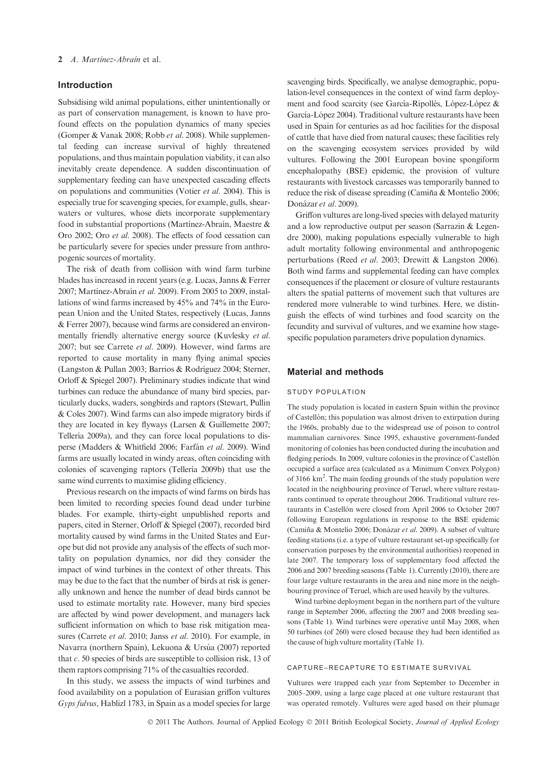## Introduction

Subsidising wild animal populations, either unintentionally or as part of conservation management, is known to have profound effects on the population dynamics of many species (Gomper & Vanak 2008; Robb *et al.* 2008). While supplemental feeding can increase survival of highly threatened populations, and thus maintain population viability, it can also inevitably create dependence. A sudden discontinuation of supplementary feeding can have unexpected cascading effects on populations and communities (Votier *et al.* 2004). This is especially true for scavenging species, for example, gulls, shearwaters or vultures, whose diets incorporate supplementary food in substantial proportions (Martínez-Abraín, Maestre & Oro 2002; Oro *et al.* 2008). The effects of food cessation can be particularly severe for species under pressure from anthropogenic sources of mortality.

The risk of death from collision with wind farm turbine blades has increased in recent years (e.g. Lucas, Janns & Ferrer 2007; Martínez-Abraín *et al.* 2009). From 2005 to 2009, installations of wind farms increased by 45% and 74% in the European Union and the United States, respectively (Lucas, Janns & Ferrer 2007), because wind farms are considered an environmentally friendly alternative energy source (Kuvlesky *et al.* 2007; but see Carrete *et al.* 2009). However, wind farms are reported to cause mortality in many flying animal species (Langston & Pullan 2003; Barrios & Rodríguez 2004; Sterner, Orloff & Spiegel 2007). Preliminary studies indicate that wind turbines can reduce the abundance of many bird species, particularly ducks, waders, songbirds and raptors (Stewart, Pullin & Coles 2007). Wind farms can also impede migratory birds if they are located in key flyways (Larsen & Guillemette 2007; Tellería 2009a), and they can force local populations to disperse (Madders & Whitfield 2006; Farfán *et al.* 2009). Wind farms are usually located in windy areas, often coinciding with colonies of scavenging raptors (Tellería 2009b) that use the same wind currents to maximise gliding efficiency.

Previous research on the impacts of wind farms on birds has been limited to recording species found dead under turbine blades. For example, thirty-eight unpublished reports and papers, cited in Sterner, Orloff & Spiegel (2007), recorded bird mortality caused by wind farms in the United States and Europe but did not provide any analysis of the effects of such mortality on population dynamics, nor did they consider the impact of wind turbines in the context of other threats. This may be due to the fact that the number of birds at risk is generally unknown and hence the number of dead birds cannot be used to estimate mortality rate. However, many bird species are affected by wind power development, and managers lack sufficient information on which to base risk mitigation measures (Carrete *et al.* 2010; Janss *et al.* 2010). For example, in Navarra (northern Spain), Lekuona & Ursúa (2007) reported that *c.* 50 species of birds are susceptible to collision risk, 13 of them raptors comprising 71% of the casualties recorded.

In this study, we assess the impacts of wind turbines and food availability on a population of Eurasian griffon vultures *Gyps fulvus*, Hablizl 1783, in Spain as a model species for large scavenging birds. Specifically, we analyse demographic, population-level consequences in the context of wind farm deployment and food scarcity (see García-Ripollés, López-López & García-López 2004). Traditional vulture restaurants have been used in Spain for centuries as ad hoc facilities for the disposal of cattle that have died from natural causes; these facilities rely on the scavenging ecosystem services provided by wild vultures. Following the 2001 European bovine spongiform encephalopathy (BSE) epidemic, the provision of vulture restaurants with livestock carcasses was temporarily banned to reduce the risk of disease spreading (Camiña & Montelío 2006; Donázar *et al.* 2009).

Griffon vultures are long-lived species with delayed maturity and a low reproductive output per season (Sarrazin & Legendre 2000), making populations especially vulnerable to high adult mortality following environmental and anthropogenic perturbations (Reed *et al.* 2003; Drewitt & Langston 2006). Both wind farms and supplemental feeding can have complex consequences if the placement or closure of vulture restaurants alters the spatial patterns of movement such that vultures are rendered more vulnerable to wind turbines. Here, we distinguish the effects of wind turbines and food scarcity on the fecundity and survival of vultures, and we examine how stage-specific population parameters drive population dynamics.

## Material and methods

### STUDY POPULATION

The study population is located in eastern Spain within the province of Castellón; this population was almost driven to extirpation during the 1960s, probably due to the widespread use of poison to control mammalian carnivores. Since 1995, exhaustive government-funded monitoring of colonies has been conducted during the incubation and fledging periods. In 2009, vulture colonies in the province of Castellón occupied a surface area (calculated as a Minimum Convex Polygon) of 3166 km$^2$. The main feeding grounds of the study population were located in the neighbouring province of Teruel, where vulture restaurants continued to operate throughout 2006. Traditional vulture restaurants in Castellón were closed from April 2006 to October 2007 following European regulations in response to the BSE epidemic (Camiña & Montelío 2006; Donázar *et al.* 2009). A subset of vulture feeding stations (i.e. a type of vulture restaurant set-up specifically for conservation purposes by the environmental authorities) reopened in late 2007. The temporary loss of supplementary food affected the 2006 and 2007 breeding seasons (Table 1). Currently (2010), there are four large vulture restaurants in the area and nine more in the neighbouring province of Teruel, which are used heavily by the vultures.

Wind turbine deployment began in the northern part of the vulture range in September 2006, affecting the 2007 and 2008 breeding seasons (Table 1). Wind turbines were operative until May 2008, when 50 turbines (of 260) were closed because they had been identified as the cause of high vulture mortality (Table 1).

### CAPTURE–RECAPTURE TO ESTIMATE SURVIVAL

Vultures were trapped each year from September to December in 2005–2009, using a large cage placed at one vulture restaurant that was operated remotely. Vultures were aged based on their plumage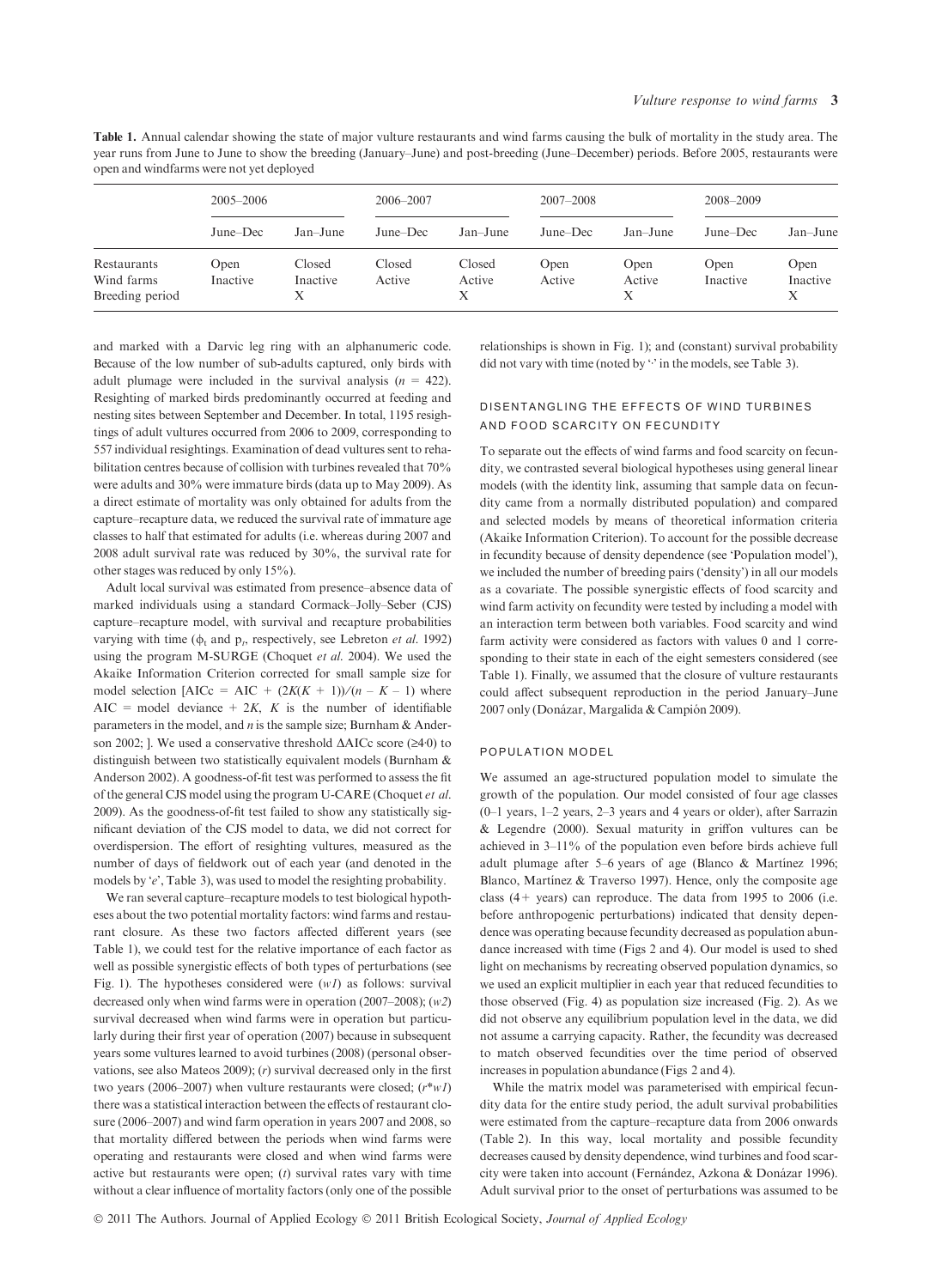**Table 1.** Annual calendar showing the state of major vulture restaurants and wind farms causing the bulk of mortality in the study area. The year runs from June to June to show the breeding (January–June) and post-breeding (June–December) periods. Before 2005, restaurants were open and windfarms were not yet deployed

| | 2005–2006 | | 2006–2007 | | 2007–2008 | | 2008–2009 | |
|---|---|---|---|---|---|---|---|---|
| | June–Dec | Jan–June | June–Dec | Jan–June | June–Dec | Jan–June | June–Dec | Jan–June |
| Restaurants | Open | Closed | Closed | Closed | Open | Open | Open | Open |
| Wind farms | Inactive | Inactive | Active | Active | Active | Active | Inactive | Inactive |
| Breeding period | | X | | X | | X | | X |

and marked with a Darvic leg ring with an alphanumeric code. Because of the low number of sub-adults captured, only birds with adult plumage were included in the survival analysis ($n$ = 422). Resighting of marked birds predominantly occurred at feeding and nesting sites between September and December. In total, 1195 resightings of adult vultures occurred from 2006 to 2009, corresponding to 557 individual resightings. Examination of dead vultures sent to rehabilitation centres because of collision with turbines revealed that 70% were adults and 30% were immature birds (data up to May 2009). As a direct estimate of mortality was only obtained for adults from the capture–recapture data, we reduced the survival rate of immature age classes to half that estimated for adults (i.e. whereas during 2007 and 2008 adult survival rate was reduced by 30%, the survival rate for other stages was reduced by only 15%).

Adult local survival was estimated from presence–absence data of marked individuals using a standard Cormack–Jolly–Seber (CJS) capture–recapture model, with survival and recapture probabilities varying with time ($\phi_t$ and $p_t$, respectively, see Lebreton *et al.* 1992) using the program M-SURGE (Choquet *et al.* 2004). We used the Akaike Information Criterion corrected for small sample size for model selection [$AICc = AIC + (2K(K+1))/(n-K-1)$ where $AIC$ = model deviance + $2K$, $K$ is the number of identifiable parameters in the model, and $n$ is the sample size; Burnham & Anderson 2002; ]. We used a conservative threshold $\Delta$AICc score ($\geq$4·0) to distinguish between two statistically equivalent models (Burnham & Anderson 2002). A goodness-of-fit test was performed to assess the fit of the general CJS model using the program U-CARE (Choquet *et al.* 2009). As the goodness-of-fit test failed to show any statistically significant deviation of the CJS model to data, we did not correct for overdispersion. The effort of resighting vultures, measured as the number of days of fieldwork out of each year (and denoted in the models by '*e*', Table 3), was used to model the resighting probability.

We ran several capture–recapture models to test biological hypotheses about the two potential mortality factors: wind farms and restaurant closure. As these two factors affected different years (see Table 1), we could test for the relative importance of each factor as well as possible synergistic effects of both types of perturbations (see Fig. 1). The hypotheses considered were (*w1*) as follows: survival decreased only when wind farms were in operation (2007–2008); (*w2*) survival decreased when wind farms were in operation but particularly during their first year of operation (2007) because in subsequent years some vultures learned to avoid turbines (2008) (personal observations, see also Mateos 2009); (*r*) survival decreased only in the first two years (2006–2007) when vulture restaurants were closed; (*r\*w1*) there was a statistical interaction between the effects of restaurant closure (2006–2007) and wind farm operation in years 2007 and 2008, so that mortality differed between the periods when wind farms were operating and restaurants were closed and when wind farms were active but restaurants were open; (*t*) survival rates vary with time without a clear influence of mortality factors (only one of the possible relationships is shown in Fig. 1); and (constant) survival probability did not vary with time (noted by '·' in the models, see Table 3).

## DISENTANGLING THE EFFECTS OF WIND TURBINES AND FOOD SCARCITY ON FECUNDITY

To separate out the effects of wind farms and food scarcity on fecundity, we contrasted several biological hypotheses using general linear models (with the identity link, assuming that sample data on fecundity came from a normally distributed population) and compared and selected models by means of theoretical information criteria (Akaike Information Criterion). To account for the possible decrease in fecundity because of density dependence (see 'Population model'), we included the number of breeding pairs ('density') in all our models as a covariate. The possible synergistic effects of food scarcity and wind farm activity on fecundity were tested by including a model with an interaction term between both variables. Food scarcity and wind farm activity were considered as factors with values 0 and 1 corresponding to their state in each of the eight semesters considered (see Table 1). Finally, we assumed that the closure of vulture restaurants could affect subsequent reproduction in the period January–June 2007 only (Donázar, Margalida & Campión 2009).

## POPULATION MODEL

We assumed an age-structured population model to simulate the growth of the population. Our model consisted of four age classes (0–1 years, 1–2 years, 2–3 years and 4 years or older), after Sarrazin & Legendre (2000). Sexual maturity in griffon vultures can be achieved in 3–11% of the population even before birds achieve full adult plumage after 5–6 years of age (Blanco & Martínez 1996; Blanco, Martínez & Traverso 1997). Hence, only the composite age class (4+ years) can reproduce. The data from 1995 to 2006 (i.e. before anthropogenic perturbations) indicated that density dependence was operating because fecundity decreased as population abundance increased with time (Figs 2 and 4). Our model is used to shed light on mechanisms by recreating observed population dynamics, so we used an explicit multiplier in each year that reduced fecundities to those observed (Fig. 4) as population size increased (Fig. 2). As we did not observe any equilibrium population level in the data, we did not assume a carrying capacity. Rather, the fecundity was decreased to match observed fecundities over the time period of observed increases in population abundance (Figs 2 and 4).

While the matrix model was parameterised with empirical fecundity data for the entire study period, the adult survival probabilities were estimated from the capture–recapture data from 2006 onwards (Table 2). In this way, local mortality and possible fecundity decreases caused by density dependence, wind turbines and food scarcity were taken into account (Fernández, Azkona & Donázar 1996). Adult survival prior to the onset of perturbations was assumed to be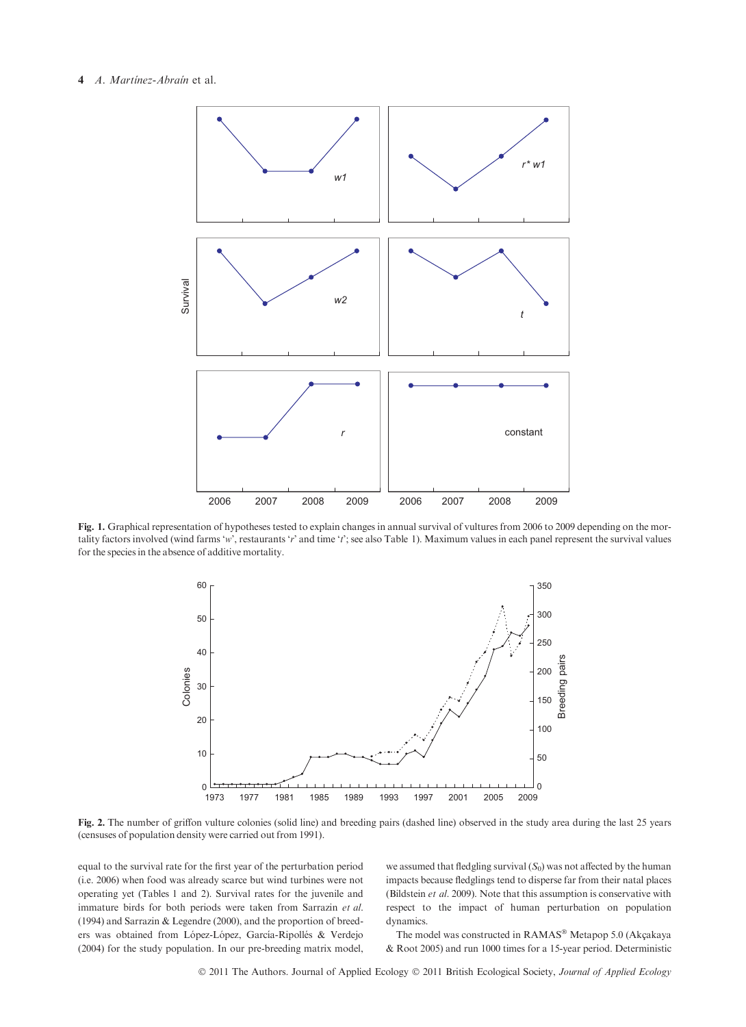**Fig. 1.** Graphical representation of hypotheses tested to explain changes in annual survival of vultures from 2006 to 2009 depending on the mortality factors involved (wind farms '*w*', restaurants '*r*' and time '*t*'; see also Table 1). Maximum values in each panel represent the survival values for the species in the absence of additive mortality.

**Fig. 2.** The number of griffon vulture colonies (solid line) and breeding pairs (dashed line) observed in the study area during the last 25 years (censuses of population density were carried out from 1991).

equal to the survival rate for the first year of the perturbation period (i.e. 2006) when food was already scarce but wind turbines were not operating yet (Tables 1 and 2). Survival rates for the juvenile and immature birds for both periods were taken from Sarrazin *et al.* (1994) and Sarrazin & Legendre (2000), and the proportion of breeders was obtained from López-López, García-Ripollés & Verdejo (2004) for the study population. In our pre-breeding matrix model, we assumed that fledgling survival ($S_0$) was not affected by the human impacts because fledglings tend to disperse far from their natal places (Bildstein *et al.* 2009). Note that this assumption is conservative with respect to the impact of human perturbation on population dynamics.

The model was constructed in RAMAS® Metapop 5.0 (Akçakaya & Root 2005) and run 1000 times for a 15-year period. Deterministic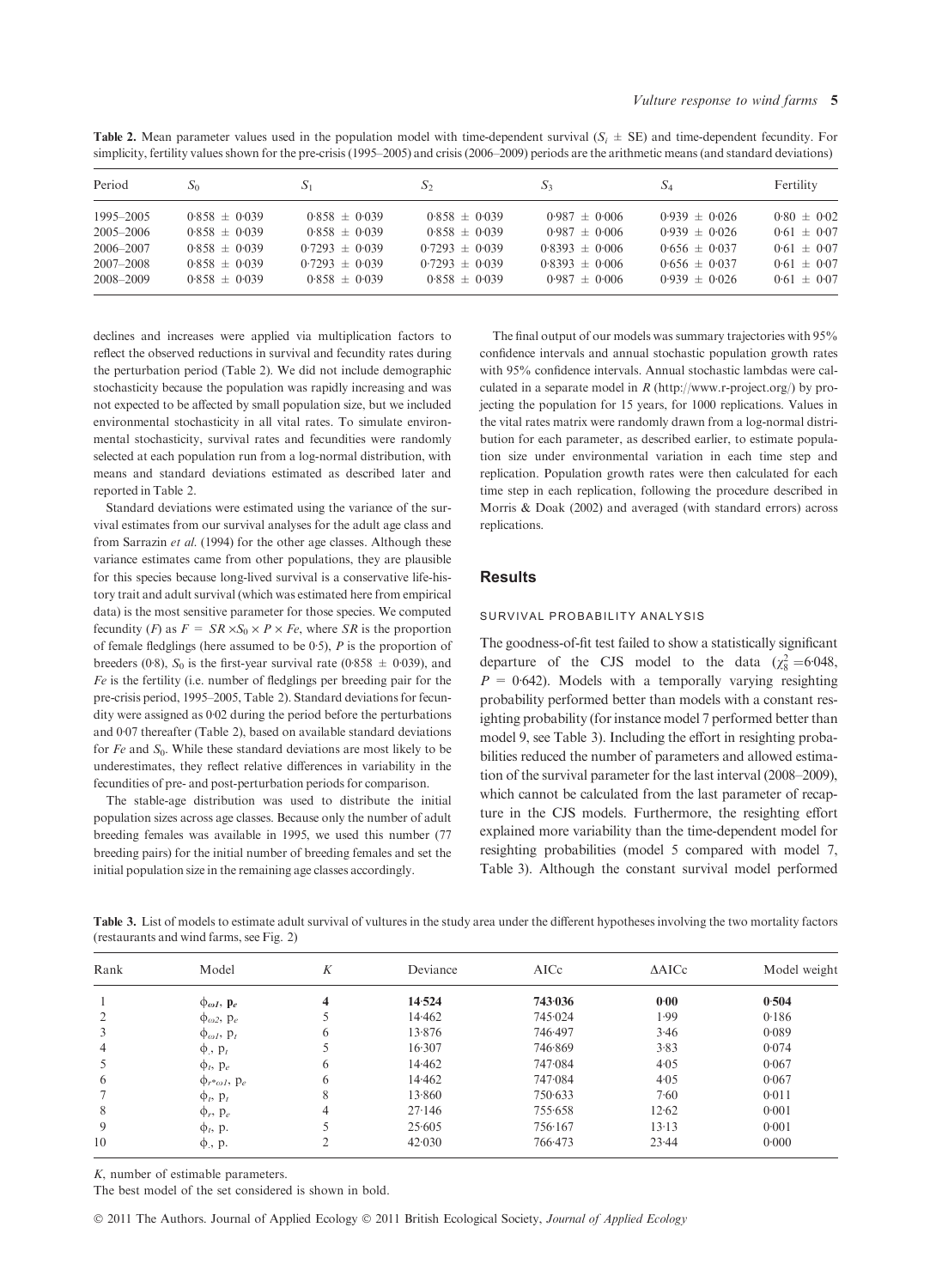**Table 2.** Mean parameter values used in the population model with time-dependent survival ($S_i \pm$ SE) and time-dependent fecundity. For simplicity, fertility values shown for the pre-crisis (1995–2005) and crisis (2006–2009) periods are the arithmetic means (and standard deviations)

| Period | $S_0$ | $S_1$ | $S_2$ | $S_3$ | $S_4$ | Fertility |
|---|---|---|---|---|---|---|
| 1995–2005 | 0·858 ± 0·039 | 0·858 ± 0·039 | 0·858 ± 0·039 | 0·987 ± 0·006 | 0·939 ± 0·026 | 0·80 ± 0·02 |
| 2005–2006 | 0·858 ± 0·039 | 0·858 ± 0·039 | 0·858 ± 0·039 | 0·987 ± 0·006 | 0·939 ± 0·026 | 0·61 ± 0·07 |
| 2006–2007 | 0·858 ± 0·039 | 0·7293 ± 0·039 | 0·7293 ± 0·039 | 0·8393 ± 0·006 | 0·656 ± 0·037 | 0·61 ± 0·07 |
| 2007–2008 | 0·858 ± 0·039 | 0·7293 ± 0·039 | 0·7293 ± 0·039 | 0·8393 ± 0·006 | 0·656 ± 0·037 | 0·61 ± 0·07 |
| 2008–2009 | 0·858 ± 0·039 | 0·858 ± 0·039 | 0·858 ± 0·039 | 0·987 ± 0·006 | 0·939 ± 0·026 | 0·61 ± 0·07 |

declines and increases were applied via multiplication factors to reflect the observed reductions in survival and fecundity rates during the perturbation period (Table 2). We did not include demographic stochasticity because the population was rapidly increasing and was not expected to be affected by small population size, but we included environmental stochasticity in all vital rates. To simulate environmental stochasticity, survival rates and fecundities were randomly selected at each population run from a log-normal distribution, with means and standard deviations estimated as described later and reported in Table 2.

Standard deviations were estimated using the variance of the survival estimates from our survival analyses for the adult age class and from Sarrazin *et al.* (1994) for the other age classes. Although these variance estimates came from other populations, they are plausible for this species because long-lived survival is a conservative life-history trait and adult survival (which was estimated here from empirical data) is the most sensitive parameter for those species. We computed fecundity ($F$) as $F = SR \times S_0 \times P \times Fe$, where $SR$ is the proportion of female fledglings (here assumed to be 0·5), $P$ is the proportion of breeders (0·8), $S_0$ is the first-year survival rate (0·858 ± 0·039), and $Fe$ is the fertility (i.e. number of fledglings per breeding pair for the pre-crisis period, 1995–2005, Table 2). Standard deviations for fecundity were assigned as 0·02 during the period before the perturbations and 0·07 thereafter (Table 2), based on available standard deviations for $Fe$ and $S_0$. While these standard deviations are most likely to be underestimates, they reflect relative differences in variability in the fecundities of pre- and post-perturbation periods for comparison.

The stable-age distribution was used to distribute the initial population sizes across age classes. Because only the number of adult breeding females was available in 1995, we used this number (77 breeding pairs) for the initial number of breeding females and set the initial population size in the remaining age classes accordingly.

The final output of our models was summary trajectories with 95% confidence intervals and annual stochastic population growth rates with 95% confidence intervals. Annual stochastic lambdas were calculated in a separate model in *R* (http://www.r-project.org/) by projecting the population for 15 years, for 1000 replications. Values in the vital rates matrix were randomly drawn from a log-normal distribution for each parameter, as described earlier, to estimate population size under environmental variation in each time step and replication. Population growth rates were then calculated for each time step in each replication, following the procedure described in Morris & Doak (2002) and averaged (with standard errors) across replications.

## Results

### SURVIVAL PROBABILITY ANALYSIS

The goodness-of-fit test failed to show a statistically significant departure of the CJS model to the data ($\chi^2_8 = 6{\cdot}048$, $P = 0{\cdot}642$). Models with a temporally varying resighting probability performed better than models with a constant resighting probability (for instance model 7 performed better than model 9, see Table 3). Including the effort in resighting probabilities reduced the number of parameters and allowed estimation of the survival parameter for the last interval (2008–2009), which cannot be calculated from the last parameter of recapture in the CJS models. Furthermore, the resighting effort explained more variability than the time-dependent model for resighting probabilities (model 5 compared with model 7, Table 3). Although the constant survival model performed

**Table 3.** List of models to estimate adult survival of vultures in the study area under the different hypotheses involving the two mortality factors (restaurants and wind farms, see Fig. 2)

| Rank | Model | $K$ | Deviance | AICc | ΔAICc | Model weight |
|---|---|---|---|---|---|---|
| **1** | $\boldsymbol{\phi_{\omega 1}}$, $\mathbf{p_e}$ | **4** | **14·524** | **743·036** | **0·00** | **0·504** |
| 2 | $\phi_{\omega 2}$, $p_e$ | 5 | 14·462 | 745·024 | 1·99 | 0·186 |
| 3 | $\phi_{\omega 1}$, $p_t$ | 6 | 13·876 | 746·497 | 3·46 | 0·089 |
| 4 | $\phi_{.}$, $p_t$ | 5 | 16·307 | 746·869 | 3·83 | 0·074 |
| 5 | $\phi_t$, $p_e$ | 6 | 14·462 | 747·084 | 4·05 | 0·067 |
| 6 | $\phi_{r*\omega 1}$, $p_e$ | 6 | 14·462 | 747·084 | 4·05 | 0·067 |
| 7 | $\phi_t$, $p_t$ | 8 | 13·860 | 750·633 | 7·60 | 0·011 |
| 8 | $\phi_r$, $p_e$ | 4 | 27·146 | 755·658 | 12·62 | 0·001 |
| 9 | $\phi_t$, $p_.$ | 5 | 25·605 | 756·167 | 13·13 | 0·001 |
| 10 | $\phi_.$, $p_.$ | 2 | 42·030 | 766·473 | 23·44 | 0·000 |

$K$, number of estimable parameters.

The best model of the set considered is shown in bold.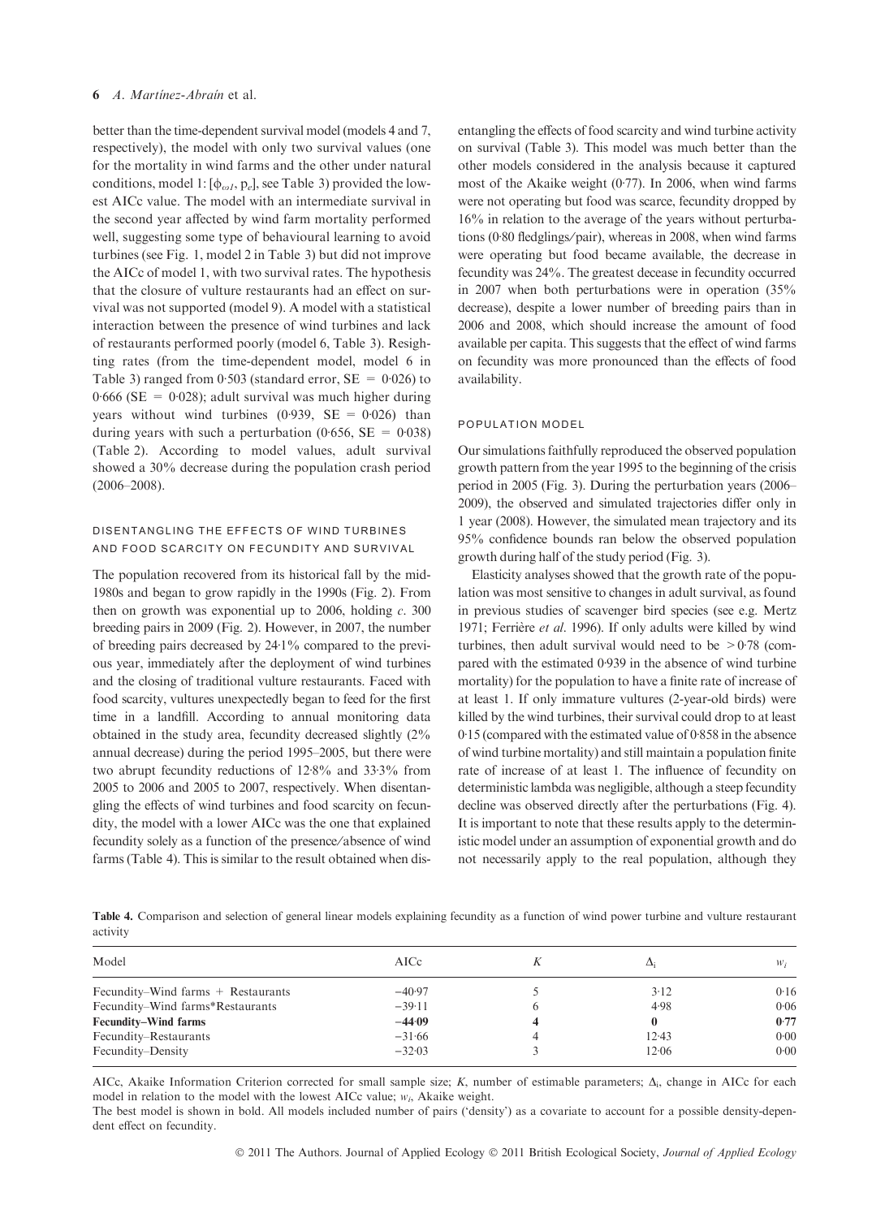better than the time-dependent survival model (models 4 and 7, respectively), the model with only two survival values (one for the mortality in wind farms and the other under natural conditions, model 1: $[\phi_{\omega 1}, p_e]$, see Table 3) provided the lowest AICc value. The model with an intermediate survival in the second year affected by wind farm mortality performed well, suggesting some type of behavioural learning to avoid turbines (see Fig. 1, model 2 in Table 3) but did not improve the AICc of model 1, with two survival rates. The hypothesis that the closure of vulture restaurants had an effect on survival was not supported (model 9). A model with a statistical interaction between the presence of wind turbines and lack of restaurants performed poorly (model 6, Table 3). Resighting rates (from the time-dependent model, model 6 in Table 3) ranged from 0·503 (standard error, SE = 0·026) to 0·666 (SE = 0·028); adult survival was much higher during years without wind turbines (0·939, SE = 0·026) than during years with such a perturbation (0·656, SE = 0·038) (Table 2). According to model values, adult survival showed a 30% decrease during the population crash period (2006–2008).

### DISENTANGLING THE EFFECTS OF WIND TURBINES AND FOOD SCARCITY ON FECUNDITY AND SURVIVAL

The population recovered from its historical fall by the mid-1980s and began to grow rapidly in the 1990s (Fig. 2). From then on growth was exponential up to 2006, holding *c.* 300 breeding pairs in 2009 (Fig. 2). However, in 2007, the number of breeding pairs decreased by 24·1% compared to the previous year, immediately after the deployment of wind turbines and the closing of traditional vulture restaurants. Faced with food scarcity, vultures unexpectedly began to feed for the first time in a landfill. According to annual monitoring data obtained in the study area, fecundity decreased slightly (2% annual decrease) during the period 1995–2005, but there were two abrupt fecundity reductions of 12·8% and 33·3% from 2005 to 2006 and 2005 to 2007, respectively. When disentangling the effects of wind turbines and food scarcity on fecundity, the model with a lower AICc was the one that explained fecundity solely as a function of the presence/absence of wind farms (Table 4). This is similar to the result obtained when disentangling the effects of food scarcity and wind turbine activity on survival (Table 3). This model was much better than the other models considered in the analysis because it captured most of the Akaike weight (0·77). In 2006, when wind farms were not operating but food was scarce, fecundity dropped by 16% in relation to the average of the years without perturbations (0·80 fledglings/pair), whereas in 2008, when wind farms were operating but food became available, the decrease in fecundity was 24%. The greatest decease in fecundity occurred in 2007 when both perturbations were in operation (35% decrease), despite a lower number of breeding pairs than in 2006 and 2008, which should increase the amount of food available per capita. This suggests that the effect of wind farms on fecundity was more pronounced than the effects of food availability.

### POPULATION MODEL

Our simulations faithfully reproduced the observed population growth pattern from the year 1995 to the beginning of the crisis period in 2005 (Fig. 3). During the perturbation years (2006–2009), the observed and simulated trajectories differ only in 1 year (2008). However, the simulated mean trajectory and its 95% confidence bounds ran below the observed population growth during half of the study period (Fig. 3).

Elasticity analyses showed that the growth rate of the population was most sensitive to changes in adult survival, as found in previous studies of scavenger bird species (see e.g. Mertz 1971; Ferrière *et al.* 1996). If only adults were killed by wind turbines, then adult survival would need to be > 0·78 (compared with the estimated 0·939 in the absence of wind turbine mortality) for the population to have a finite rate of increase of at least 1. If only immature vultures (2-year-old birds) were killed by the wind turbines, their survival could drop to at least 0·15 (compared with the estimated value of 0·858 in the absence of wind turbine mortality) and still maintain a population finite rate of increase of at least 1. The influence of fecundity on deterministic lambda was negligible, although a steep fecundity decline was observed directly after the perturbations (Fig. 4). It is important to note that these results apply to the deterministic model under an assumption of exponential growth and do not necessarily apply to the real population, although they

**Table 4.** Comparison and selection of general linear models explaining fecundity as a function of wind power turbine and vulture restaurant activity

| Model | AICc | $K$ | $\Delta_i$ | $w_i$ |
|---|---|---|---|---|
| Fecundity–Wind farms + Restaurants | −40·97 | 5 | 3·12 | 0·16 |
| Fecundity–Wind farms*Restaurants | −39·11 | 6 | 4·98 | 0·06 |
| **Fecundity–Wind farms** | **−44·09** | **4** | **0** | **0·77** |
| Fecundity–Restaurants | −31·66 | 4 | 12·43 | 0·00 |
| Fecundity–Density | −32·03 | 3 | 12·06 | 0·00 |

AICc, Akaike Information Criterion corrected for small sample size; $K$, number of estimable parameters; $\Delta_i$, change in AICc for each model in relation to the model with the lowest AICc value; $w_i$, Akaike weight.

The best model is shown in bold. All models included number of pairs ('density') as a covariate to account for a possible density-dependent effect on fecundity.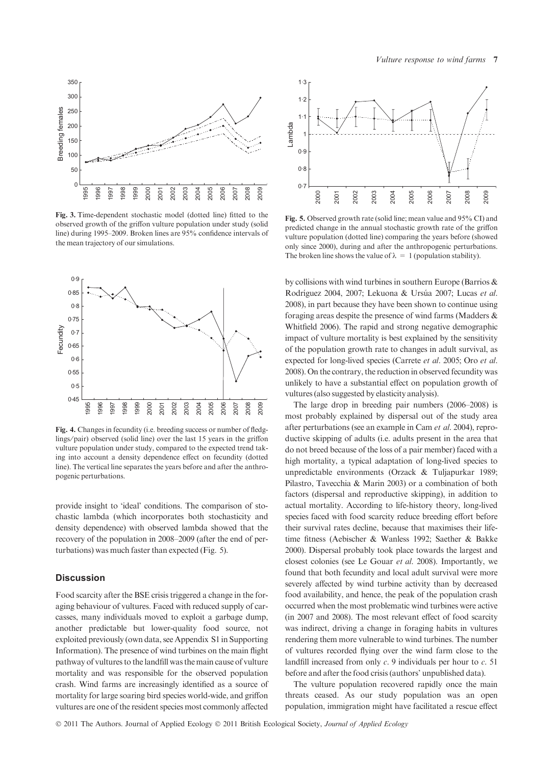Fig. 3. Time-dependent stochastic model (dotted line) fitted to the observed growth of the griffon vulture population under study (solid line) during 1995–2009. Broken lines are 95% confidence intervals of the mean trajectory of our simulations.

Fig. 4. Changes in fecundity (i.e. breeding success or number of fledglings/pair) observed (solid line) over the last 15 years in the griffon vulture population under study, compared to the expected trend taking into account a density dependence effect on fecundity (dotted line). The vertical line separates the years before and after the anthropogenic perturbations.

provide insight to 'ideal' conditions. The comparison of stochastic lambda (which incorporates both stochasticity and density dependence) with observed lambda showed that the recovery of the population in 2008–2009 (after the end of perturbations) was much faster than expected (Fig. 5).

Fig. 5. Observed growth rate (solid line; mean value and 95% CI) and predicted change in the annual stochastic growth rate of the griffon vulture population (dotted line) comparing the years before (showed only since 2000), during and after the anthropogenic perturbations. The broken line shows the value of $\lambda = 1$ (population stability).

## Discussion

Food scarcity after the BSE crisis triggered a change in the foraging behaviour of vultures. Faced with reduced supply of carcasses, many individuals moved to exploit a garbage dump, another predictable but lower-quality food source, not exploited previously (own data, see Appendix S1 in Supporting Information). The presence of wind turbines on the main flight pathway of vultures to the landfill was the main cause of vulture mortality and was responsible for the observed population crash. Wind farms are increasingly identified as a source of mortality for large soaring bird species world-wide, and griffon vultures are one of the resident species most commonly affected by collisions with wind turbines in southern Europe (Barrios & Rodríguez 2004, 2007; Lekuona & Ursúa 2007; Lucas *et al.* 2008), in part because they have been shown to continue using foraging areas despite the presence of wind farms (Madders & Whitfield 2006). The rapid and strong negative demographic impact of vulture mortality is best explained by the sensitivity of the population growth rate to changes in adult survival, as expected for long-lived species (Carrete *et al.* 2005; Oro *et al.* 2008). On the contrary, the reduction in observed fecundity was unlikely to have a substantial effect on population growth of vultures (also suggested by elasticity analysis).

The large drop in breeding pair numbers (2006–2008) is most probably explained by dispersal out of the study area after perturbations (see an example in Cam *et al.* 2004), reproductive skipping of adults (i.e. adults present in the area that do not breed because of the loss of a pair member) faced with a high mortality, a typical adaptation of long-lived species to unpredictable environments (Orzack & Tuljapurkar 1989; Pilastro, Tavecchia & Marin 2003) or a combination of both factors (dispersal and reproductive skipping), in addition to actual mortality. According to life-history theory, long-lived species faced with food scarcity reduce breeding effort before their survival rates decline, because that maximises their lifetime fitness (Aebischer & Wanless 1992; Saether & Bakke 2000). Dispersal probably took place towards the largest and closest colonies (see Le Gouar *et al.* 2008). Importantly, we found that both fecundity and local adult survival were more severely affected by wind turbine activity than by decreased food availability, and hence, the peak of the population crash occurred when the most problematic wind turbines were active (in 2007 and 2008). The most relevant effect of food scarcity was indirect, driving a change in foraging habits in vultures rendering them more vulnerable to wind turbines. The number of vultures recorded flying over the wind farm close to the landfill increased from only *c.* 9 individuals per hour to *c.* 51 before and after the food crisis (authors' unpublished data).

The vulture population recovered rapidly once the main threats ceased. As our study population was an open population, immigration might have facilitated a rescue effect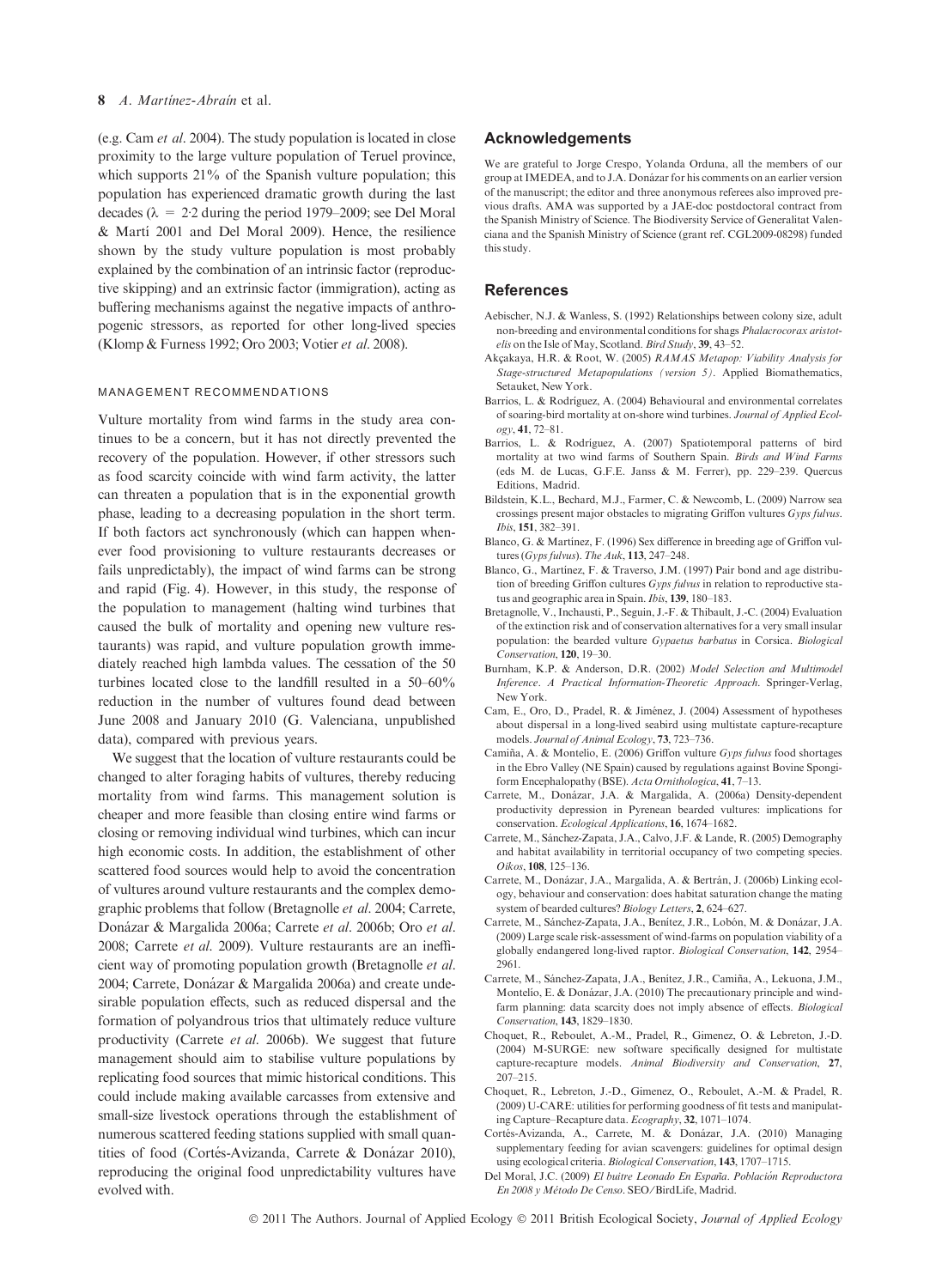(e.g. Cam *et al*. 2004). The study population is located in close proximity to the large vulture population of Teruel province, which supports 21% of the Spanish vulture population; this population has experienced dramatic growth during the last decades ($\lambda = 2{\cdot}2$ during the period 1979–2009; see Del Moral & Martí 2001 and Del Moral 2009). Hence, the resilience shown by the study vulture population is most probably explained by the combination of an intrinsic factor (reproductive skipping) and an extrinsic factor (immigration), acting as buffering mechanisms against the negative impacts of anthropogenic stressors, as reported for other long-lived species (Klomp & Furness 1992; Oro 2003; Votier *et al*. 2008).

### MANAGEMENT RECOMMENDATIONS

Vulture mortality from wind farms in the study area continues to be a concern, but it has not directly prevented the recovery of the population. However, if other stressors such as food scarcity coincide with wind farm activity, the latter can threaten a population that is in the exponential growth phase, leading to a decreasing population in the short term. If both factors act synchronously (which can happen whenever food provisioning to vulture restaurants decreases or fails unpredictably), the impact of wind farms can be strong and rapid (Fig. 4). However, in this study, the response of the population to management (halting wind turbines that caused the bulk of mortality and opening new vulture restaurants) was rapid, and vulture population growth immediately reached high lambda values. The cessation of the 50 turbines located close to the landfill resulted in a 50–60% reduction in the number of vultures found dead between June 2008 and January 2010 (G. Valenciana, unpublished data), compared with previous years.

We suggest that the location of vulture restaurants could be changed to alter foraging habits of vultures, thereby reducing mortality from wind farms. This management solution is cheaper and more feasible than closing entire wind farms or closing or removing individual wind turbines, which can incur high economic costs. In addition, the establishment of other scattered food sources would help to avoid the concentration of vultures around vulture restaurants and the complex demographic problems that follow (Bretagnolle *et al*. 2004; Carrete, Donázar & Margalida 2006a; Carrete *et al*. 2006b; Oro *et al*. 2008; Carrete *et al*. 2009). Vulture restaurants are an inefficient way of promoting population growth (Bretagnolle *et al*. 2004; Carrete, Donázar & Margalida 2006a) and create undesirable population effects, such as reduced dispersal and the formation of polyandrous trios that ultimately reduce vulture productivity (Carrete *et al*. 2006b). We suggest that future management should aim to stabilise vulture populations by replicating food sources that mimic historical conditions. This could include making available carcasses from extensive and small-size livestock operations through the establishment of numerous scattered feeding stations supplied with small quantities of food (Cortés-Avizanda, Carrete & Donázar 2010), reproducing the original food unpredictability vultures have evolved with.

## Acknowledgements

We are grateful to Jorge Crespo, Yolanda Orduna, all the members of our group at IMEDEA, and to J.A. Donázar for his comments on an earlier version of the manuscript; the editor and three anonymous referees also improved previous drafts. AMA was supported by a JAE-doc postdoctoral contract from the Spanish Ministry of Science. The Biodiversity Service of Generalitat Valenciana and the Spanish Ministry of Science (grant ref. CGL2009-08298) funded this study.

## References

Aebischer, N.J. & Wanless, S. (1992) Relationships between colony size, adult non-breeding and environmental conditions for shags *Phalacrocorax aristotelis* on the Isle of May, Scotland. *Bird Study*, **39**, 43–52.

Akçakaya, H.R. & Root, W. (2005) *RAMAS Metapop: Viability Analysis for Stage-structured Metapopulations (version 5)*. Applied Biomathematics, Setauket, New York.

Barrios, L. & Rodríguez, A. (2004) Behavioural and environmental correlates of soaring-bird mortality at on-shore wind turbines. *Journal of Applied Ecology*, **41**, 72–81.

Barrios, L. & Rodríguez, A. (2007) Spatiotemporal patterns of bird mortality at two wind farms of Southern Spain. *Birds and Wind Farms* (eds M. de Lucas, G.F.E. Janss & M. Ferrer), pp. 229–239. Quercus Editions, Madrid.

Bildstein, K.L., Bechard, M.J., Farmer, C. & Newcomb, L. (2009) Narrow sea crossings present major obstacles to migrating Griffon vultures *Gyps fulvus*. *Ibis*, **151**, 382–391.

Blanco, G. & Martínez, F. (1996) Sex difference in breeding age of Griffon vultures (*Gyps fulvus*). *The Auk*, **113**, 247–248.

Blanco, G., Martínez, F. & Traverso, J.M. (1997) Pair bond and age distribution of breeding Griffon cultures *Gyps fulvus* in relation to reproductive status and geographic area in Spain. *Ibis*, **139**, 180–183.

Bretagnolle, V., Inchausti, P., Seguin, J.-F. & Thibault, J.-C. (2004) Evaluation of the extinction risk and of conservation alternatives for a very small insular population: the bearded vulture *Gypaetus barbatus* in Corsica. *Biological Conservation*, **120**, 19–30.

Burnham, K.P. & Anderson, D.R. (2002) *Model Selection and Multimodel Inference. A Practical Information-Theoretic Approach*. Springer-Verlag, New York.

Cam, E., Oro, D., Pradel, R. & Jiménez, J. (2004) Assessment of hypotheses about dispersal in a long-lived seabird using multistate capture-recapture models. *Journal of Animal Ecology*, **73**, 723–736.

Camiña, A. & Montelio, E. (2006) Griffon vulture *Gyps fulvus* food shortages in the Ebro Valley (NE Spain) caused by regulations against Bovine Spongiform Encephalopathy (BSE). *Acta Ornithologica*, **41**, 7–13.

Carrete, M., Donázar, J.A. & Margalida, A. (2006a) Density-dependent productivity depression in Pyrenean bearded vultures: implications for conservation. *Ecological Applications*, **16**, 1674–1682.

Carrete, M., Sánchez-Zapata, J.A., Calvo, J.F. & Lande, R. (2005) Demography and habitat availability in territorial occupancy of two competing species. *Oikos*, **108**, 125–136.

Carrete, M., Donázar, J.A., Margalida, A. & Bertrán, J. (2006b) Linking ecology, behaviour and conservation: does habitat saturation change the mating system of bearded cultures? *Biology Letters*, **2**, 624–627.

Carrete, M., Sánchez-Zapata, J.A., Benítez, J.R., Lobón, M. & Donázar, J.A. (2009) Large scale risk-assessment of wind-farms on population viability of a globally endangered long-lived raptor. *Biological Conservation*, **142**, 2954–2961.

Carrete, M., Sánchez-Zapata, J.A., Benítez, J.R., Camiña, A., Lekuona, J.M., Montelio, E. & Donázar, J.A. (2010) The precautionary principle and wind-farm planning: data scarcity does not imply absence of effects. *Biological Conservation*, **143**, 1829–1830.

Choquet, R., Reboulet, A.-M., Pradel, R., Gimenez, O. & Lebreton, J.-D. (2004) M-SURGE: new software specifically designed for multistate capture-recapture models. *Animal Biodiversity and Conservation*, **27**, 207–215.

Choquet, R., Lebreton, J.-D., Gimenez, O., Reboulet, A.-M. & Pradel, R. (2009) U-CARE: utilities for performing goodness of fit tests and manipulating Capture–Recapture data. *Ecography*, **32**, 1071–1074.

Cortés-Avizanda, A., Carrete, M. & Donázar, J.A. (2010) Managing supplementary feeding for avian scavengers: guidelines for optimal design using ecological criteria. *Biological Conservation*, **143**, 1707–1715.

Del Moral, J.C. (2009) *El buitre Leonado En España. Población Reproductora En 2008 y Método De Censo*. SEO/BirdLife, Madrid.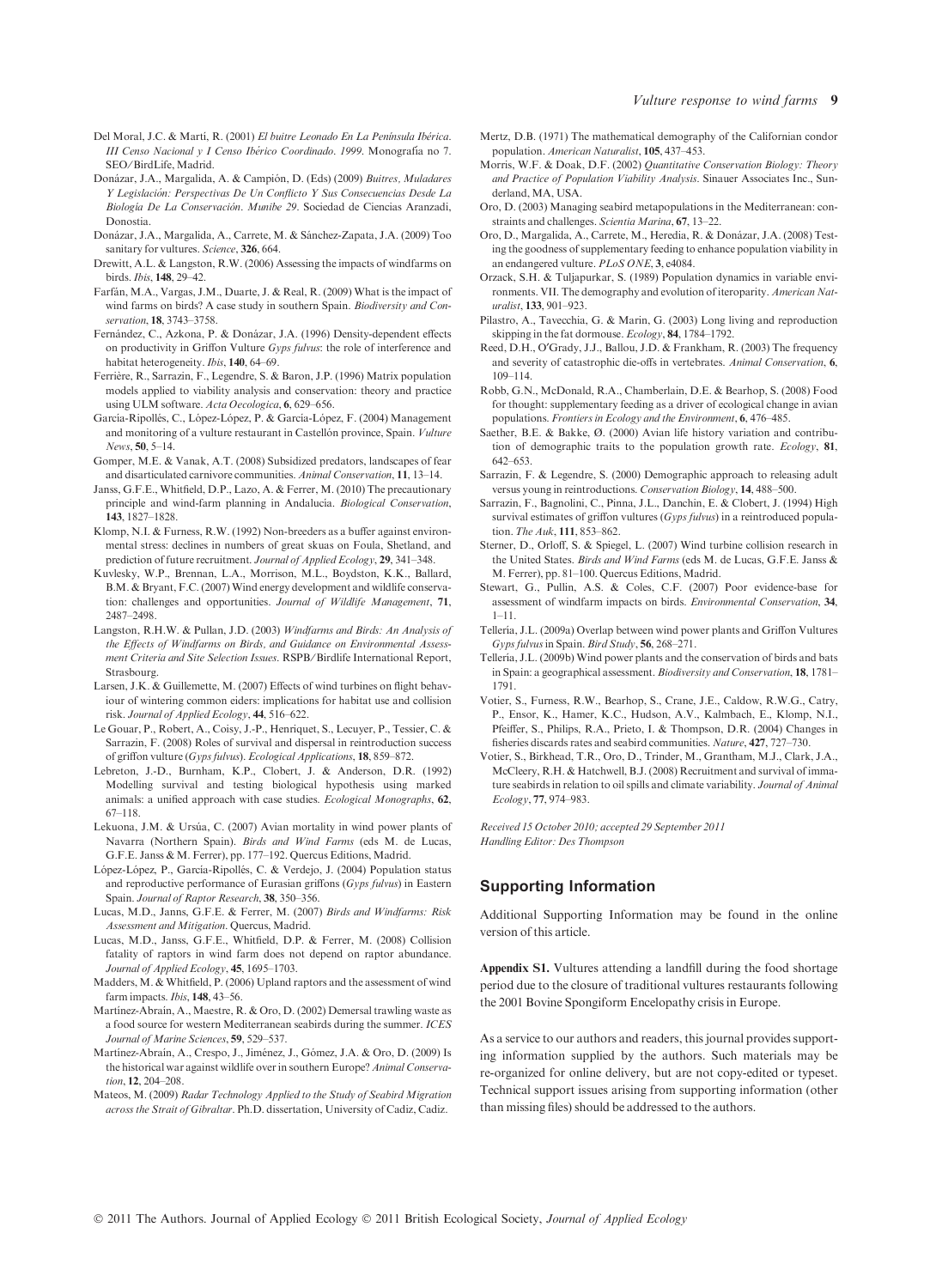Del Moral, J.C. & Martí, R. (2001) *El buitre Leonado En La Península Ibérica. III Censo Nacional y I Censo Ibérico Coordinado. 1999*. Monografía no 7. SEO/BirdLife, Madrid.

Donázar, J.A., Margalida, A. & Campión, D. (Eds) (2009) *Buitres, Muladares Y Legislación: Perspectivas De Un Conflicto Y Sus Consecuencias Desde La Biología De La Conservación. Munibe 29*. Sociedad de Ciencias Aranzadi, Donostia.

Donázar, J.A., Margalida, A., Carrete, M. & Sánchez-Zapata, J.A. (2009) Too sanitary for vultures. *Science*, **326**, 664.

Drewitt, A.L. & Langston, R.W. (2006) Assessing the impacts of windfarms on birds. *Ibis*, **148**, 29–42.

Farfán, M.A., Vargas, J.M., Duarte, J. & Real, R. (2009) What is the impact of wind farms on birds? A case study in southern Spain. *Biodiversity and Conservation*, **18**, 3743–3758.

Fernández, C., Azkona, P. & Donázar, J.A. (1996) Density-dependent effects on productivity in Griffon Vulture *Gyps fulvus*: the role of interference and habitat heterogeneity. *Ibis*, **140**, 64–69.

Ferrière, R., Sarrazin, F., Legendre, S. & Baron, J.P. (1996) Matrix population models applied to viability analysis and conservation: theory and practice using ULM software. *Acta Oecologica*, **6**, 629–656.

García-Ripollés, C., López-López, P. & García-López, F. (2004) Management and monitoring of a vulture restaurant in Castellón province, Spain. *Vulture News*, **50**, 5–14.

Gomper, M.E. & Vanak, A.T. (2008) Subsidized predators, landscapes of fear and disarticulated carnivore communities. *Animal Conservation*, **11**, 13–14.

Janss, G.F.E., Whitfield, D.P., Lazo, A. & Ferrer, M. (2010) The precautionary principle and wind-farm planning in Andalucía. *Biological Conservation*, **143**, 1827–1828.

Klomp, N.I. & Furness, R.W. (1992) Non-breeders as a buffer against environmental stress: declines in numbers of great skuas on Foula, Shetland, and prediction of future recruitment. *Journal of Applied Ecology*, **29**, 341–348.

Kuvlesky, W.P., Brennan, L.A., Morrison, M.L., Boydston, K.K., Ballard, B.M. & Bryant, F.C. (2007) Wind energy development and wildlife conservation: challenges and opportunities. *Journal of Wildlife Management*, **71**, 2487–2498.

Langston, R.H.W. & Pullan, J.D. (2003) *Windfarms and Birds: An Analysis of the Effects of Windfarms on Birds, and Guidance on Environmental Assessment Criteria and Site Selection Issues*. RSPB/Birdlife International Report, Strasbourg.

Larsen, J.K. & Guillemette, M. (2007) Effects of wind turbines on flight behaviour of wintering common eiders: implications for habitat use and collision risk. *Journal of Applied Ecology*, **44**, 516–622.

Le Gouar, P., Robert, A., Coisy, J.-P., Henriquet, S., Lecuyer, P., Tessier, C. & Sarrazin, F. (2008) Roles of survival and dispersal in reintroduction success of griffon vulture (*Gyps fulvus*). *Ecological Applications*, **18**, 859–872.

Lebreton, J.-D., Burnham, K.P., Clobert, J. & Anderson, D.R. (1992) Modelling survival and testing biological hypothesis using marked animals: a unified approach with case studies. *Ecological Monographs*, **62**, 67–118.

Lekuona, J.M. & Ursúa, C. (2007) Avian mortality in wind power plants of Navarra (Northern Spain). *Birds and Wind Farms* (eds M. de Lucas, G.F.E. Janss & M. Ferrer), pp. 177–192. Quercus Editions, Madrid.

López-López, P., García-Ripollés, C. & Verdejo, J. (2004) Population status and reproductive performance of Eurasian griffons (*Gyps fulvus*) in Eastern Spain. *Journal of Raptor Research*, **38**, 350–356.

Lucas, M.D., Janns, G.F.E. & Ferrer, M. (2007) *Birds and Windfarms: Risk Assessment and Mitigation*. Quercus, Madrid.

Lucas, M.D., Janss, G.F.E., Whitfield, D.P. & Ferrer, M. (2008) Collision fatality of raptors in wind farm does not depend on raptor abundance. *Journal of Applied Ecology*, **45**, 1695–1703.

Madders, M. & Whitfield, P. (2006) Upland raptors and the assessment of wind farm impacts. *Ibis*, **148**, 43–56.

Martínez-Abraín, A., Maestre, R. & Oro, D. (2002) Demersal trawling waste as a food source for western Mediterranean seabirds during the summer. *ICES Journal of Marine Sciences*, **59**, 529–537.

Martínez-Abraín, A., Crespo, J., Jiménez, J., Gómez, J.A. & Oro, D. (2009) Is the historical war against wildlife over in southern Europe? *Animal Conservation*, **12**, 204–208.

Mateos, M. (2009) *Radar Technology Applied to the Study of Seabird Migration across the Strait of Gibraltar*. Ph.D. dissertation, University of Cadiz, Cadiz.

Mertz, D.B. (1971) The mathematical demography of the Californian condor population. *American Naturalist*, **105**, 437–453.

Morris, W.F. & Doak, D.F. (2002) *Quantitative Conservation Biology: Theory and Practice of Population Viability Analysis*. Sinauer Associates Inc., Sunderland, MA, USA.

Oro, D. (2003) Managing seabird metapopulations in the Mediterranean: constraints and challenges. *Scientia Marina*, **67**, 13–22.

Oro, D., Margalida, A., Carrete, M., Heredia, R. & Donázar, J.A. (2008) Testing the goodness of supplementary feeding to enhance population viability in an endangered vulture. *PLoS ONE*, **3**, e4084.

Orzack, S.H. & Tuljapurkar, S. (1989) Population dynamics in variable environments. VII. The demography and evolution of iteroparity. *American Naturalist*, **133**, 901–923.

Pilastro, A., Tavecchia, G. & Marin, G. (2003) Long living and reproduction skipping in the fat dormouse. *Ecology*, **84**, 1784–1792.

Reed, D.H., O'Grady, J.J., Ballou, J.D. & Frankham, R. (2003) The frequency and severity of catastrophic die-offs in vertebrates. *Animal Conservation*, **6**, 109–114.

Robb, G.N., McDonald, R.A., Chamberlain, D.E. & Bearhop, S. (2008) Food for thought: supplementary feeding as a driver of ecological change in avian populations. *Frontiers in Ecology and the Environment*, **6**, 476–485.

Saether, B.E. & Bakke, Ø. (2000) Avian life history variation and contribution of demographic traits to the population growth rate. *Ecology*, **81**, 642–653.

Sarrazin, F. & Legendre, S. (2000) Demographic approach to releasing adult versus young in reintroductions. *Conservation Biology*, **14**, 488–500.

Sarrazin, F., Bagnolini, C., Pinna, J.L., Danchin, E. & Clobert, J. (1994) High survival estimates of griffon vultures (*Gyps fulvus*) in a reintroduced population. *The Auk*, **111**, 853–862.

Sterner, D., Orloff, S. & Spiegel, L. (2007) Wind turbine collision research in the United States. *Birds and Wind Farms* (eds M. de Lucas, G.F.E. Janss & M. Ferrer), pp. 81–100. Quercus Editions, Madrid.

Stewart, G., Pullin, A.S. & Coles, C.F. (2007) Poor evidence-base for assessment of windfarm impacts on birds. *Environmental Conservation*, **34**, 1–11.

Tellería, J.L. (2009a) Overlap between wind power plants and Griffon Vultures *Gyps fulvus* in Spain. *Bird Study*, **56**, 268–271.

Tellería, J.L. (2009b) Wind power plants and the conservation of birds and bats in Spain: a geographical assessment. *Biodiversity and Conservation*, **18**, 1781–1791.

Votier, S., Furness, R.W., Bearhop, S., Crane, J.E., Caldow, R.W.G., Catry, P., Ensor, K., Hamer, K.C., Hudson, A.V., Kalmbach, E., Klomp, N.I., Pfeiffer, S., Philips, R.A., Prieto, I. & Thompson, D.R. (2004) Changes in fisheries discards rates and seabird communities. *Nature*, **427**, 727–730.

Votier, S., Birkhead, T.R., Oro, D., Trinder, M., Grantham, M.J., Clark, J.A., McCleery, R.H. & Hatchwell, B.J. (2008) Recruitment and survival of immature seabirds in relation to oil spills and climate variability. *Journal of Animal Ecology*, **77**, 974–983.

*Received 15 October 2010; accepted 29 September 2011*
*Handling Editor: Des Thompson*

## Supporting Information

Additional Supporting Information may be found in the online version of this article.

**Appendix S1.** Vultures attending a landfill during the food shortage period due to the closure of traditional vultures restaurants following the 2001 Bovine Spongiform Encelopathy crisis in Europe.

As a service to our authors and readers, this journal provides supporting information supplied by the authors. Such materials may be re-organized for online delivery, but are not copy-edited or typeset. Technical support issues arising from supporting information (other than missing files) should be addressed to the authors.